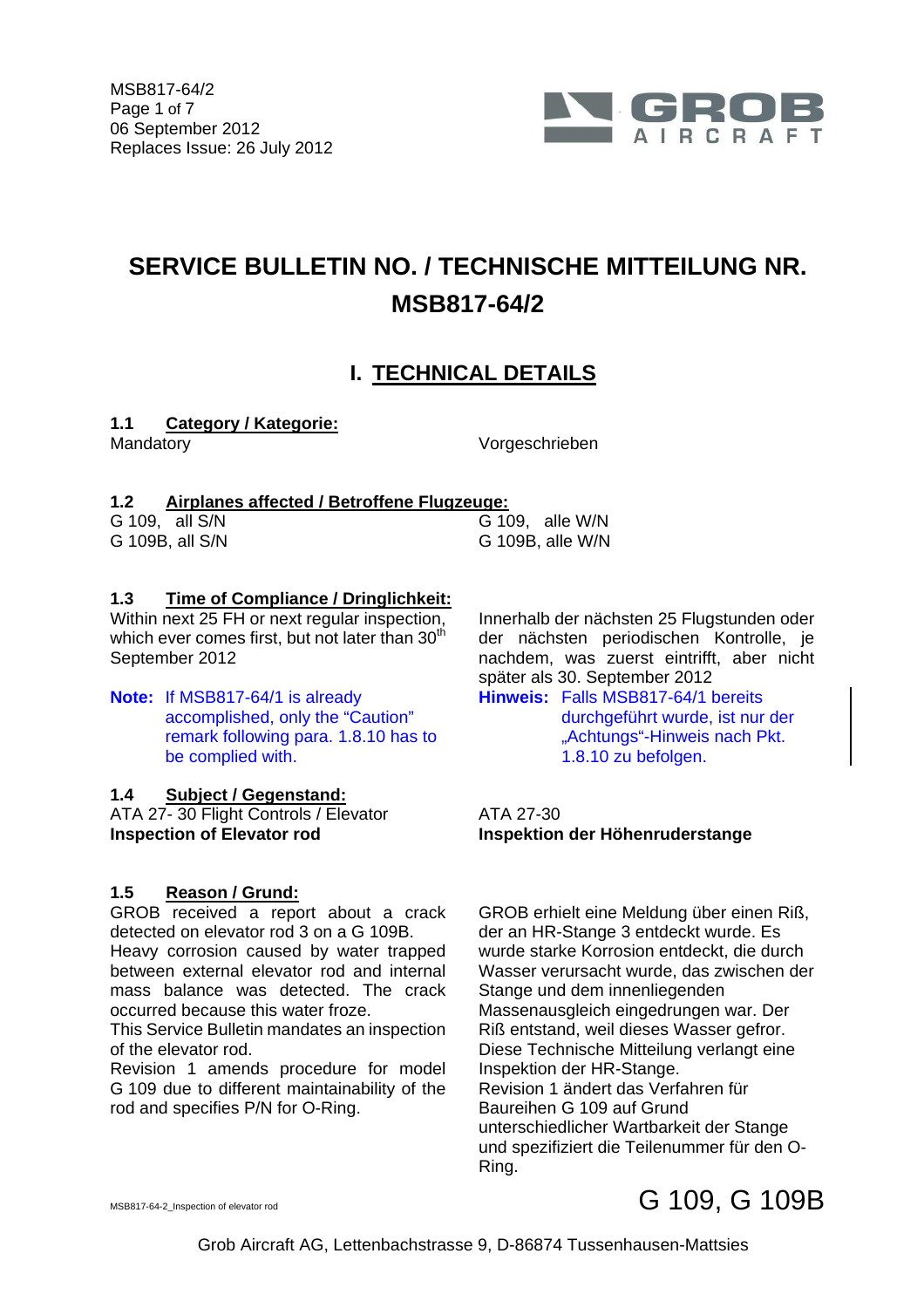MSB817-64/2
06 September 2012
Replaces Issue: 26 July 2012

# SERVICE BULLETIN NO. / TECHNISCHE MITTEILUNG NR. MSB817-64/2

## I. TECHNICAL DETAILS

### 1.1 Category / Kategorie:

Mandatory

Vorgeschrieben

### 1.2 Airplanes affected / Betroffene Flugzeuge:

G 109, all S/N
G 109B, all S/N

G 109, alle W/N
G 109B, alle W/N

### 1.3 Time of Compliance / Dringlichkeit:

Within next 25 FH or next regular inspection, which ever comes first, but not later than 30th September 2012

**Note:** If MSB817-64/1 is already accomplished, only the "Caution" remark following para. 1.8.10 has to be complied with.

Innerhalb der nächsten 25 Flugstunden oder der nächsten periodischen Kontrolle, je nachdem, was zuerst eintrifft, aber nicht später als 30. September 2012

**Hinweis:** Falls MSB817-64/1 bereits durchgeführt wurde, ist nur der „Achtungs"-Hinweis nach Pkt. 1.8.10 zu befolgen.

### 1.4 Subject / Gegenstand:

ATA 27- 30 Flight Controls / Elevator
**Inspection of Elevator rod**

ATA 27-30
**Inspektion der Höhenruderstange**

### 1.5 Reason / Grund:

GROB received a report about a crack detected on elevator rod 3 on a G 109B.
Heavy corrosion caused by water trapped between external elevator rod and internal mass balance was detected. The crack occurred because this water froze.
This Service Bulletin mandates an inspection of the elevator rod.
Revision 1 amends procedure for model G 109 due to different maintainability of the rod and specifies P/N for O-Ring.

GROB erhielt eine Meldung über einen Riß, der an HR-Stange 3 entdeckt wurde. Es wurde starke Korrosion entdeckt, die durch Wasser verursacht wurde, das zwischen der Stange und dem innenliegenden Massenausgleich eingedrungen war. Der Riß entstand, weil dieses Wasser gefror.
Diese Technische Mitteilung verlangt eine Inspektion der HR-Stange.
Revision 1 ändert das Verfahren für Baureihen G 109 auf Grund unterschiedlicher Wartbarkeit der Stange und spezifiziert die Teilenummer für den O-Ring.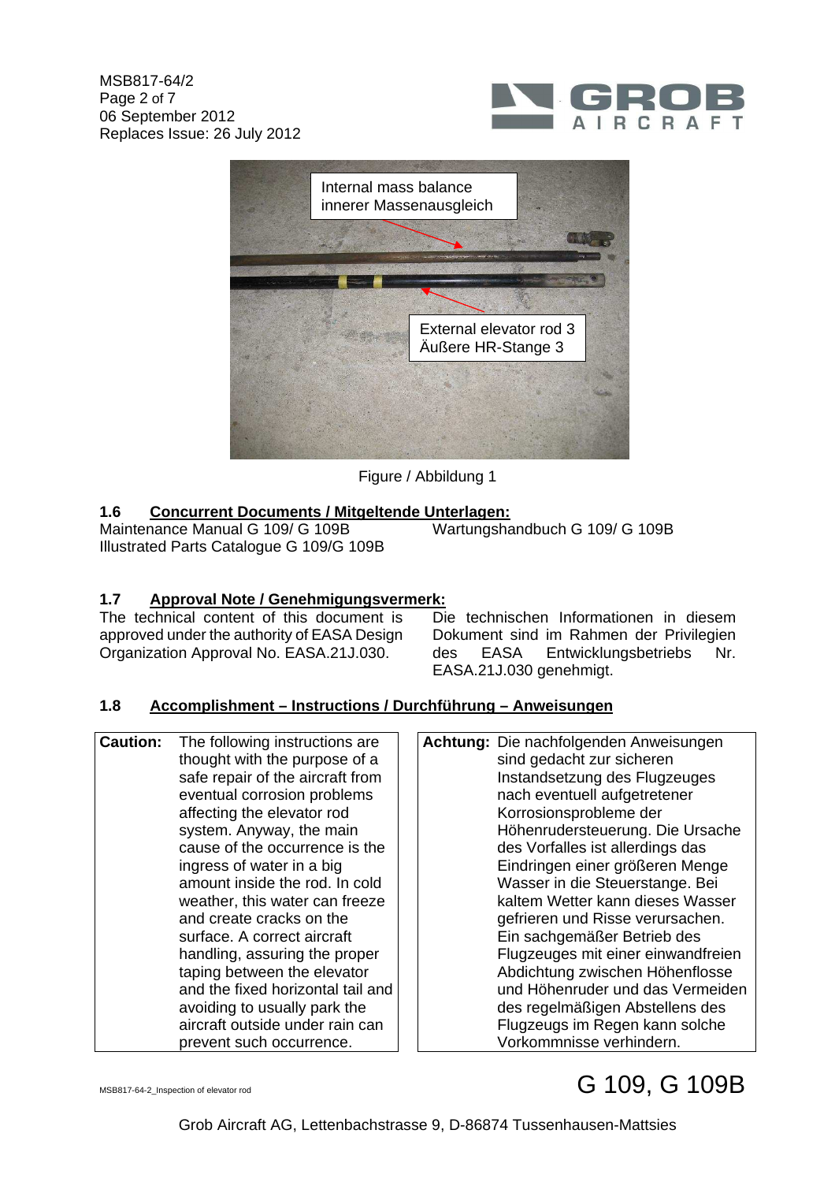Internal mass balance
innerer Massenausgleich

External elevator rod 3
Äußere HR-Stange 3

Figure / Abbildung 1

### 1.6 Concurrent Documents / Mitgeltende Unterlagen:

Maintenance Manual G 109/ G 109B
Illustrated Parts Catalogue G 109/G 109B

Wartungshandbuch G 109/ G 109B

### 1.7 Approval Note / Genehmigungsvermerk:

The technical content of this document is approved under the authority of EASA Design Organization Approval No. EASA.21J.030.

Die technischen Informationen in diesem Dokument sind im Rahmen der Privilegien des EASA Entwicklungsbetriebs Nr. EASA.21J.030 genehmigt.

### 1.8 Accomplishment – Instructions / Durchführung – Anweisungen

**Caution:** The following instructions are thought with the purpose of a safe repair of the aircraft from eventual corrosion problems affecting the elevator rod system. Anyway, the main cause of the occurrence is the ingress of water in a big amount inside the rod. In cold weather, this water can freeze and create cracks on the surface. A correct aircraft handling, assuring the proper taping between the elevator and the fixed horizontal tail and avoiding to usually park the aircraft outside under rain can prevent such occurrence.

**Achtung:** Die nachfolgenden Anweisungen sind gedacht zur sicheren Instandsetzung des Flugzeuges nach eventuell aufgetretener Korrosionsprobleme der Höhenrudersteuerung. Die Ursache des Vorfalles ist allerdings das Eindringen einer größeren Menge Wasser in die Steuerstange. Bei kaltem Wetter kann dieses Wasser gefrieren und Risse verursachen. Ein sachgemäßer Betrieb des Flugzeuges mit einer einwandfreien Abdichtung zwischen Höhenflosse und Höhenruder und das Vermeiden des regelmäßigen Abstellens des Flugzeugs im Regen kann solche Vorkommnisse verhindern.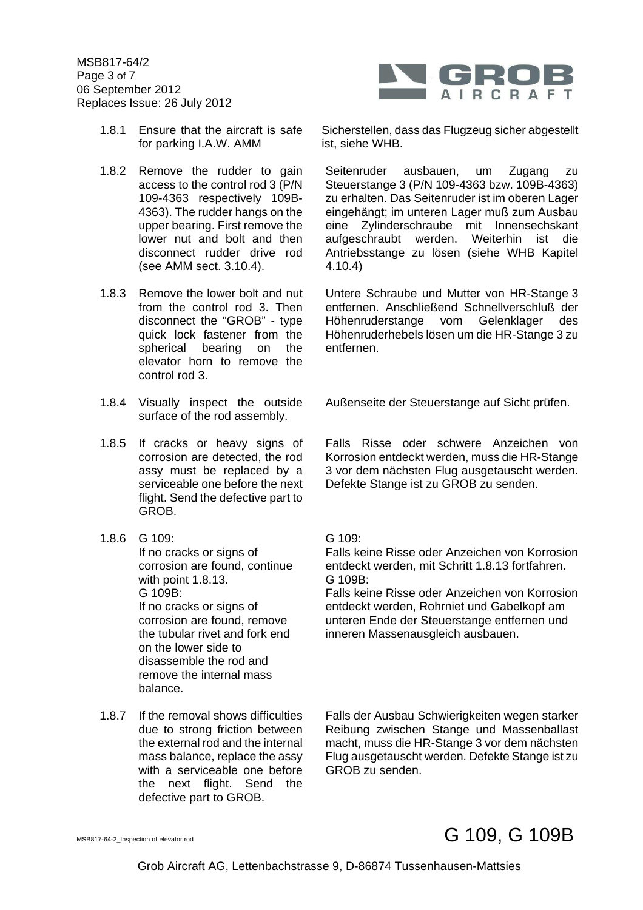| | | |
|---|---|---|
| 1.8.1 | Ensure that the aircraft is safe for parking I.A.W. AMM | Sicherstellen, dass das Flugzeug sicher abgestellt ist, siehe WHB. |
| 1.8.2 | Remove the rudder to gain access to the control rod 3 (P/N 109-4363 respectively 109B-4363). The rudder hangs on the upper bearing. First remove the lower nut and bolt and then disconnect rudder drive rod (see AMM sect. 3.10.4). | Seitenruder ausbauen, um Zugang zu Steuerstange 3 (P/N 109-4363 bzw. 109B-4363) zu erhalten. Das Seitenruder ist im oberen Lager eingehängt; im unteren Lager muß zum Ausbau eine Zylinderschraube mit Innensechskant aufgeschraubt werden. Weiterhin ist die Antriebsstange zu lösen (siehe WHB Kapitel 4.10.4) |
| 1.8.3 | Remove the lower bolt and nut from the control rod 3. Then disconnect the "GROB" - type quick lock fastener from the spherical bearing on the elevator horn to remove the control rod 3. | Untere Schraube und Mutter von HR-Stange 3 entfernen. Anschließend Schnellverschluß der Höhenruderstange vom Gelenklager des Höhenruderhebels lösen um die HR-Stange 3 zu entfernen. |
| 1.8.4 | Visually inspect the outside surface of the rod assembly. | Außenseite der Steuerstange auf Sicht prüfen. |
| 1.8.5 | If cracks or heavy signs of corrosion are detected, the rod assy must be replaced by a serviceable one before the next flight. Send the defective part to GROB. | Falls Risse oder schwere Anzeichen von Korrosion entdeckt werden, muss die HR-Stange 3 vor dem nächsten Flug ausgetauscht werden. Defekte Stange ist zu GROB zu senden. |
| 1.8.6 | G 109:<br>If no cracks or signs of corrosion are found, continue with point 1.8.13.<br>G 109B:<br>If no cracks or signs of corrosion are found, remove the tubular rivet and fork end on the lower side to disassemble the rod and remove the internal mass balance. | G 109:<br>Falls keine Risse oder Anzeichen von Korrosion entdeckt werden, mit Schritt 1.8.13 fortfahren.<br>G 109B:<br>Falls keine Risse oder Anzeichen von Korrosion entdeckt werden, Rohrniet und Gabelkopf am unteren Ende der Steuerstange entfernen und inneren Massenausgleich ausbauen. |
| 1.8.7 | If the removal shows difficulties due to strong friction between the external rod and the internal mass balance, replace the assy with a serviceable one before the next flight. Send the defective part to GROB. | Falls der Ausbau Schwierigkeiten wegen starker Reibung zwischen Stange und Massenballast macht, muss die HR-Stange 3 vor dem nächsten Flug ausgetauscht werden. Defekte Stange ist zu GROB zu senden. |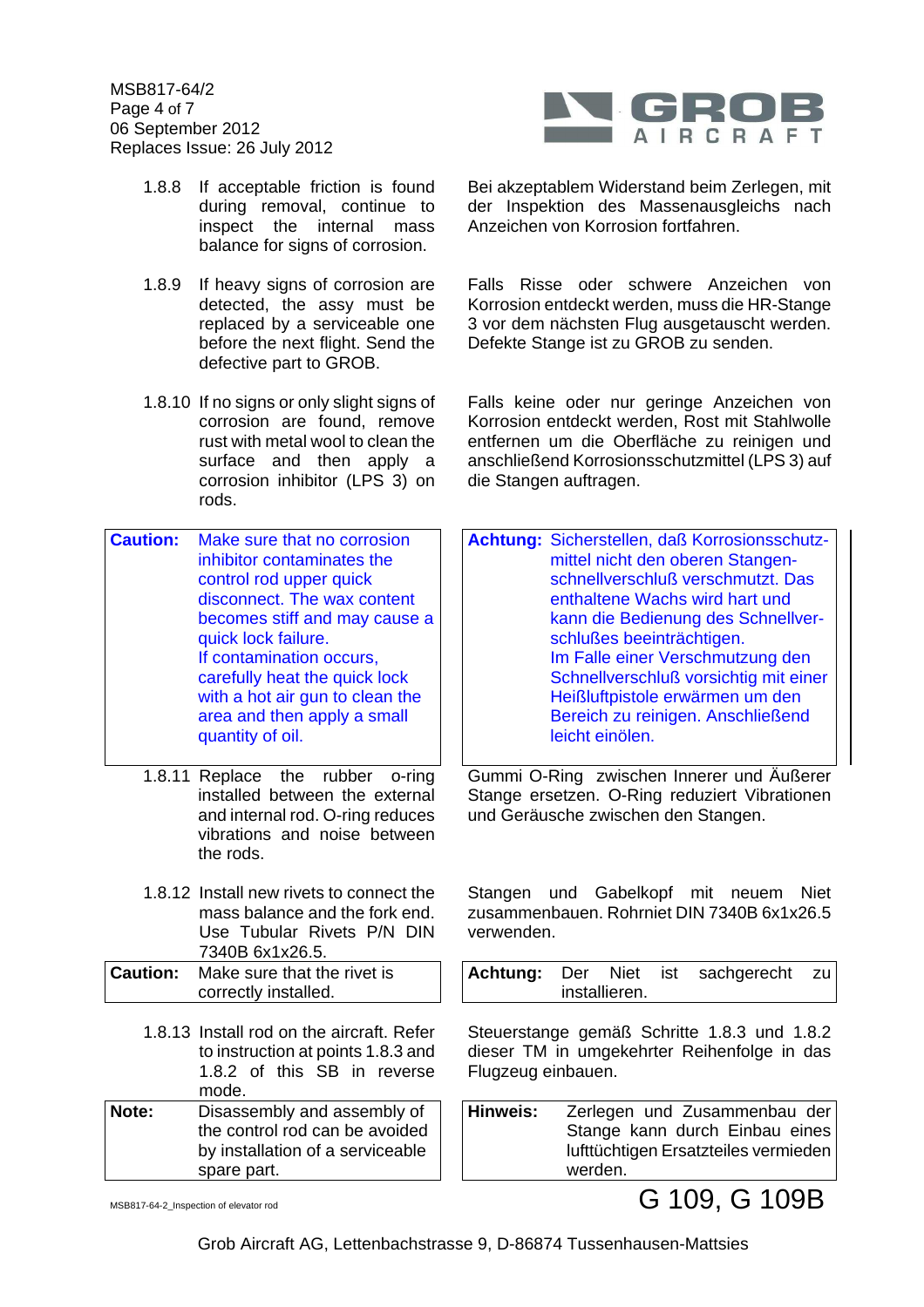| | |
|---|---|
| 1.8.8 If acceptable friction is found during removal, continue to inspect the internal mass balance for signs of corrosion. | Bei akzeptablem Widerstand beim Zerlegen, mit der Inspektion des Massenausgleichs nach Anzeichen von Korrosion fortfahren. |
| 1.8.9 If heavy signs of corrosion are detected, the assy must be replaced by a serviceable one before the next flight. Send the defective part to GROB. | Falls Risse oder schwere Anzeichen von Korrosion entdeckt werden, muss die HR-Stange 3 vor dem nächsten Flug ausgetauscht werden. Defekte Stange ist zu GROB zu senden. |
| 1.8.10 If no signs or only slight signs of corrosion are found, remove rust with metal wool to clean the surface and then apply a corrosion inhibitor (LPS 3) on rods. | Falls keine oder nur geringe Anzeichen von Korrosion entdeckt werden, Rost mit Stahlwolle entfernen um die Oberfläche zu reinigen und anschließend Korrosionsschutzmittel (LPS 3) auf die Stangen auftragen. |
| **Caution:** Make sure that no corrosion inhibitor contaminates the control rod upper quick disconnect. The wax content becomes stiff and may cause a quick lock failure. If contamination occurs, carefully heat the quick lock with a hot air gun to clean the area and then apply a small quantity of oil. | **Achtung:** Sicherstellen, daß Korrosionsschutzmittel nicht den oberen Stangenschnellverschluß verschmutzt. Das enthaltene Wachs wird hart und kann die Bedienung des Schnellverschlußes beeinträchtigen. Im Falle einer Verschmutzung den Schnellverschluß vorsichtig mit einer Heißluftpistole erwärmen um den Bereich zu reinigen. Anschließend leicht einölen. |
| 1.8.11 Replace the rubber o-ring installed between the external and internal rod. O-ring reduces vibrations and noise between the rods. | Gummi O-Ring zwischen Innerer und Äußerer Stange ersetzen. O-Ring reduziert Vibrationen und Geräusche zwischen den Stangen. |
| 1.8.12 Install new rivets to connect the mass balance and the fork end. Use Tubular Rivets P/N DIN 7340B 6x1x26.5. | Stangen und Gabelkopf mit neuem Niet zusammenbauen. Rohrniet DIN 7340B 6x1x26.5 verwenden. |
| **Caution:** Make sure that the rivet is correctly installed. | **Achtung:** Der Niet ist sachgerecht zu installieren. |
| 1.8.13 Install rod on the aircraft. Refer to instruction at points 1.8.3 and 1.8.2 of this SB in reverse mode. | Steuerstange gemäß Schritte 1.8.3 und 1.8.2 dieser TM in umgekehrter Reihenfolge in das Flugzeug einbauen. |
| **Note:** Disassembly and assembly of the control rod can be avoided by installation of a serviceable spare part. | **Hinweis:** Zerlegen und Zusammenbau der Stange kann durch Einbau eines lufttüchtigen Ersatzteiles vermieden werden. |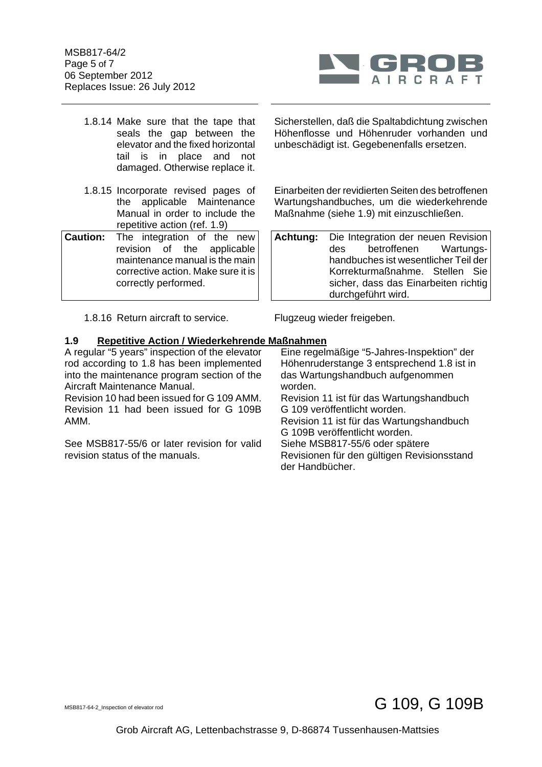1.8.14 Make sure that the tape that seals the gap between the elevator and the fixed horizontal tail is in place and not damaged. Otherwise replace it.

Sicherstellen, daß die Spaltabdichtung zwischen Höhenflosse und Höhenruder vorhanden und unbeschädigt ist. Gegebenenfalls ersetzen.

1.8.15 Incorporate revised pages of the applicable Maintenance Manual in order to include the repetitive action (ref. 1.9)

Einarbeiten der revidierten Seiten des betroffenen Wartungshandbuches, um die wiederkehrende Maßnahme (siehe 1.9) mit einzuschließen.

| **Caution:** | The integration of the new revision of the applicable maintenance manual is the main corrective action. Make sure it is correctly performed. |
|---|---|

| **Achtung:** | Die Integration der neuen Revision des betroffenen Wartungs-handbuches ist wesentlicher Teil der Korrekturmaßnahme. Stellen Sie sicher, dass das Einarbeiten richtig durchgeführt wird. |
|---|---|

1.8.16 Return aircraft to service.

Flugzeug wieder freigeben.

### 1.9 Repetitive Action / Wiederkehrende Maßnahmen

A regular "5 years" inspection of the elevator rod according to 1.8 has been implemented into the maintenance program section of the Aircraft Maintenance Manual.
Revision 10 had been issued for G 109 AMM.
Revision 11 had been issued for G 109B AMM.

See MSB817-55/6 or later revision for valid revision status of the manuals.

Eine regelmäßige "5-Jahres-Inspektion" der Höhenruderstange 3 entsprechend 1.8 ist in das Wartungshandbuch aufgenommen worden.
Revision 11 ist für das Wartungshandbuch G 109 veröffentlicht worden.
Revision 11 ist für das Wartungshandbuch G 109B veröffentlicht worden.
Siehe MSB817-55/6 oder spätere Revisionen für den gültigen Revisionsstand der Handbücher.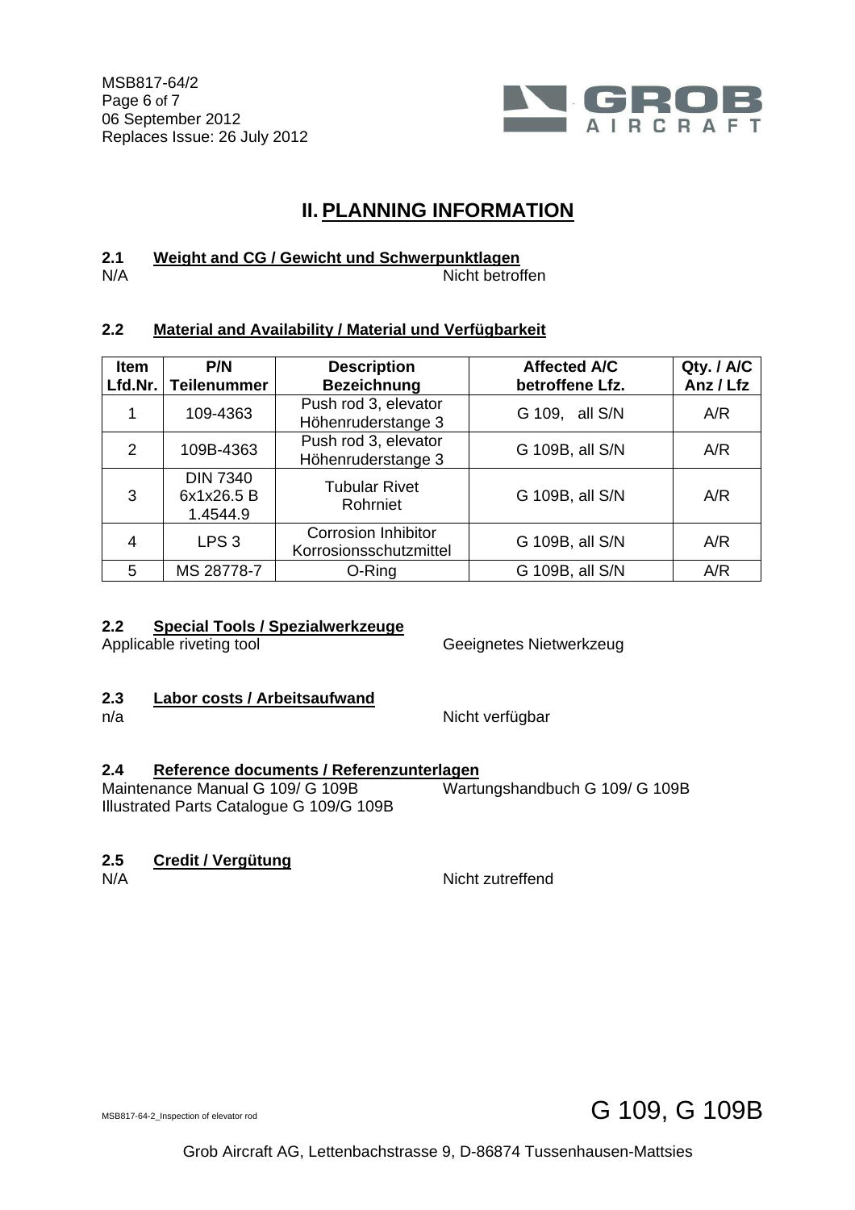# II. PLANNING INFORMATION

### 2.1 Weight and CG / Gewicht und Schwerpunktlagen

N/A — Nicht betroffen

### 2.2 Material and Availability / Material und Verfügbarkeit

| Item<br>Lfd.Nr. | P/N<br>Teilenummer | Description<br>Bezeichnung | Affected A/C<br>betroffene Lfz. | Qty. / A/C<br>Anz / Lfz |
|---|---|---|---|---|
| 1 | 109-4363 | Push rod 3, elevator<br>Höhenruderstange 3 | G 109, all S/N | A/R |
| 2 | 109B-4363 | Push rod 3, elevator<br>Höhenruderstange 3 | G 109B, all S/N | A/R |
| 3 | DIN 7340<br>6x1x26.5 B<br>1.4544.9 | Tubular Rivet<br>Rohrniet | G 109B, all S/N | A/R |
| 4 | LPS 3 | Corrosion Inhibitor<br>Korrosionsschutzmittel | G 109B, all S/N | A/R |
| 5 | MS 28778-7 | O-Ring | G 109B, all S/N | A/R |

### 2.2 Special Tools / Spezialwerkzeuge

Applicable riveting tool — Geeignetes Nietwerkzeug

### 2.3 Labor costs / Arbeitsaufwand

n/a — Nicht verfügbar

### 2.4 Reference documents / Referenzunterlagen

Maintenance Manual G 109/ G 109B — Wartungshandbuch G 109/ G 109B

Illustrated Parts Catalogue G 109/G 109B

### 2.5 Credit / Vergütung

N/A — Nicht zutreffend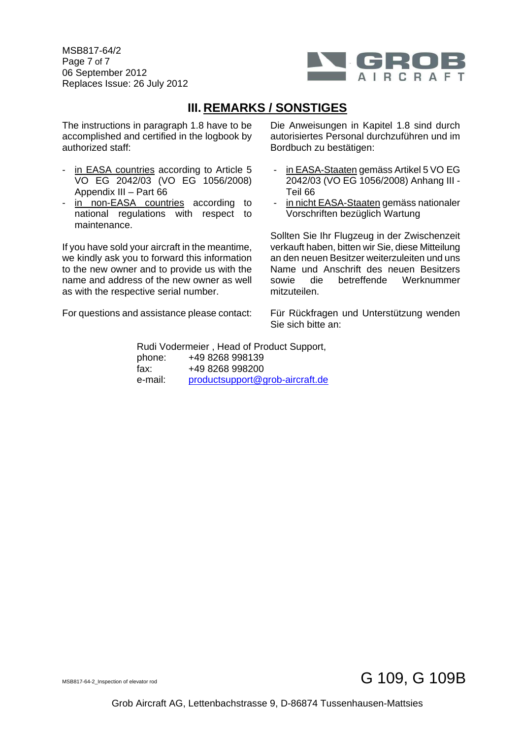# III. REMARKS / SONSTIGES

The instructions in paragraph 1.8 have to be accomplished and certified in the logbook by authorized staff:

- in EASA countries according to Article 5 VO EG 2042/03 (VO EG 1056/2008) Appendix III – Part 66
- in non-EASA countries according to national regulations with respect to maintenance.

If you have sold your aircraft in the meantime, we kindly ask you to forward this information to the new owner and to provide us with the name and address of the new owner as well as with the respective serial number.

For questions and assistance please contact:

Die Anweisungen in Kapitel 1.8 sind durch autorisiertes Personal durchzuführen und im Bordbuch zu bestätigen:

- in EASA-Staaten gemäss Artikel 5 VO EG 2042/03 (VO EG 1056/2008) Anhang III - Teil 66
- in nicht EASA-Staaten gemäss nationaler Vorschriften bezüglich Wartung

Sollten Sie Ihr Flugzeug in der Zwischenzeit verkauft haben, bitten wir Sie, diese Mitteilung an den neuen Besitzer weiterzuleiten und uns Name und Anschrift des neuen Besitzers sowie die betreffende Werknummer mitzuteilen.

Für Rückfragen und Unterstützung wenden Sie sich bitte an:

Rudi Vodermeier , Head of Product Support,
phone: +49 8268 998139
fax: +49 8268 998200
e-mail: productsupport@grob-aircraft.de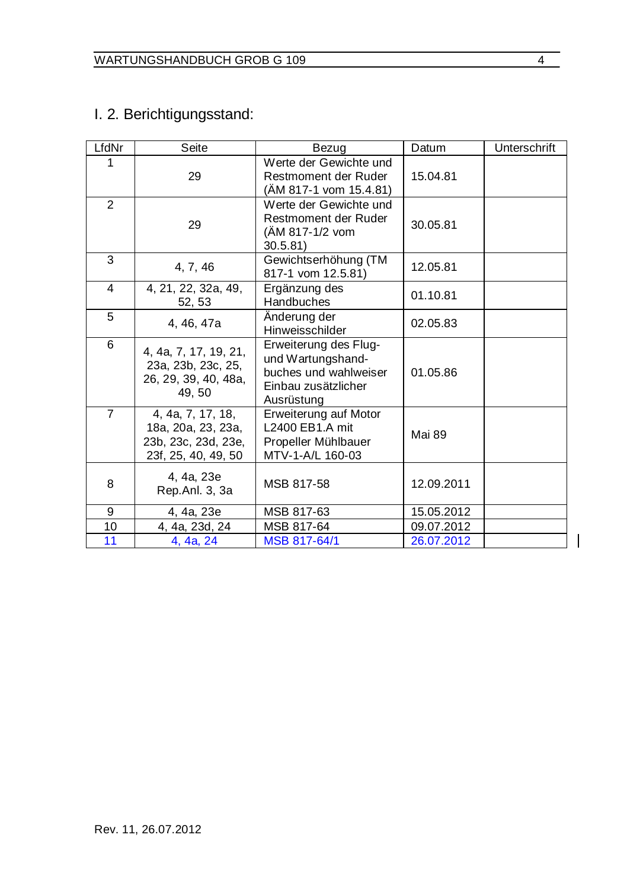## I. 2. Berichtigungsstand:

| LfdNr | Seite | Bezug | Datum | Unterschrift |
|---|---|---|---|---|
| 1 | 29 | Werte der Gewichte und Restmoment der Ruder (ÄM 817-1 vom 15.4.81) | 15.04.81 | |
| 2 | 29 | Werte der Gewichte und Restmoment der Ruder (ÄM 817-1/2 vom 30.5.81) | 30.05.81 | |
| 3 | 4, 7, 46 | Gewichtserhöhung (TM 817-1 vom 12.5.81) | 12.05.81 | |
| 4 | 4, 21, 22, 32a, 49, 52, 53 | Ergänzung des Handbuches | 01.10.81 | |
| 5 | 4, 46, 47a | Änderung der Hinweisschilder | 02.05.83 | |
| 6 | 4, 4a, 7, 17, 19, 21, 23a, 23b, 23c, 25, 26, 29, 39, 40, 48a, 49, 50 | Erweiterung des Flug- und Wartungshand-buches und wahlweiser Einbau zusätzlicher Ausrüstung | 01.05.86 | |
| 7 | 4, 4a, 7, 17, 18, 18a, 20a, 23, 23a, 23b, 23c, 23d, 23e, 23f, 25, 40, 49, 50 | Erweiterung auf Motor L2400 EB1.A mit Propeller Mühlbauer MTV-1-A/L 160-03 | Mai 89 | |
| 8 | 4, 4a, 23e Rep.Anl. 3, 3a | MSB 817-58 | 12.09.2011 | |
| 9 | 4, 4a, 23e | MSB 817-63 | 15.05.2012 | |
| 10 | 4, 4a, 23d, 24 | MSB 817-64 | 09.07.2012 | |
| 11 | 4, 4a, 24 | MSB 817-64/1 | 26.07.2012 | |

Rev. 11, 26.07.2012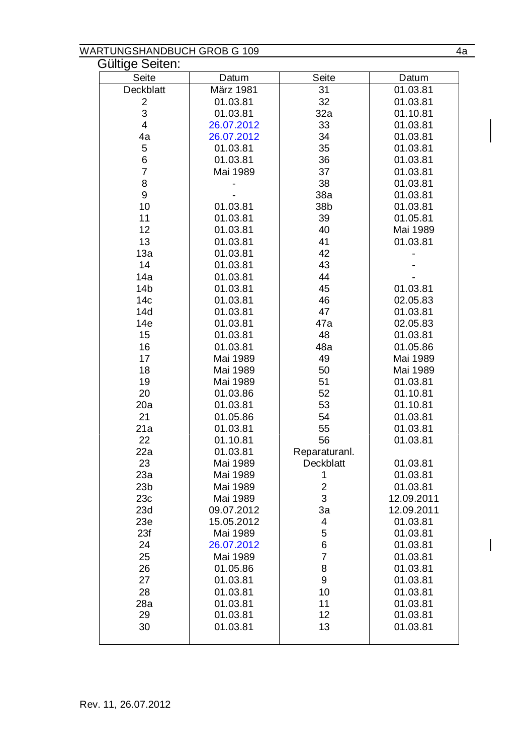Gültige Seiten:

| Seite | Datum | Seite | Datum |
|---|---|---|---|
| Deckblatt | März 1981 | 31 | 01.03.81 |
| 2 | 01.03.81 | 32 | 01.03.81 |
| 3 | 01.03.81 | 32a | 01.10.81 |
| 4 | 26.07.2012 | 33 | 01.03.81 |
| 4a | 26.07.2012 | 34 | 01.03.81 |
| 5 | 01.03.81 | 35 | 01.03.81 |
| 6 | 01.03.81 | 36 | 01.03.81 |
| 7 | Mai 1989 | 37 | 01.03.81 |
| 8 | - | 38 | 01.03.81 |
| 9 | - | 38a | 01.03.81 |
| 10 | 01.03.81 | 38b | 01.03.81 |
| 11 | 01.03.81 | 39 | 01.05.81 |
| 12 | 01.03.81 | 40 | Mai 1989 |
| 13 | 01.03.81 | 41 | 01.03.81 |
| 13a | 01.03.81 | 42 | - |
| 14 | 01.03.81 | 43 | - |
| 14a | 01.03.81 | 44 | - |
| 14b | 01.03.81 | 45 | 01.03.81 |
| 14c | 01.03.81 | 46 | 02.05.83 |
| 14d | 01.03.81 | 47 | 01.03.81 |
| 14e | 01.03.81 | 47a | 02.05.83 |
| 15 | 01.03.81 | 48 | 01.03.81 |
| 16 | 01.03.81 | 48a | 01.05.86 |
| 17 | Mai 1989 | 49 | Mai 1989 |
| 18 | Mai 1989 | 50 | Mai 1989 |
| 19 | Mai 1989 | 51 | 01.03.81 |
| 20 | 01.03.86 | 52 | 01.10.81 |
| 20a | 01.03.81 | 53 | 01.10.81 |
| 21 | 01.05.86 | 54 | 01.03.81 |
| 21a | 01.03.81 | 55 | 01.03.81 |
| 22 | 01.10.81 | 56 | 01.03.81 |
| 22a | 01.03.81 | Reparaturanl. | |
| 23 | Mai 1989 | Deckblatt | 01.03.81 |
| 23a | Mai 1989 | 1 | 01.03.81 |
| 23b | Mai 1989 | 2 | 01.03.81 |
| 23c | Mai 1989 | 3 | 12.09.2011 |
| 23d | 09.07.2012 | 3a | 12.09.2011 |
| 23e | 15.05.2012 | 4 | 01.03.81 |
| 23f | Mai 1989 | 5 | 01.03.81 |
| 24 | 26.07.2012 | 6 | 01.03.81 |
| 25 | Mai 1989 | 7 | 01.03.81 |
| 26 | 01.05.86 | 8 | 01.03.81 |
| 27 | 01.03.81 | 9 | 01.03.81 |
| 28 | 01.03.81 | 10 | 01.03.81 |
| 28a | 01.03.81 | 11 | 01.03.81 |
| 29 | 01.03.81 | 12 | 01.03.81 |
| 30 | 01.03.81 | 13 | 01.03.81 |

Rev. 11, 26.07.2012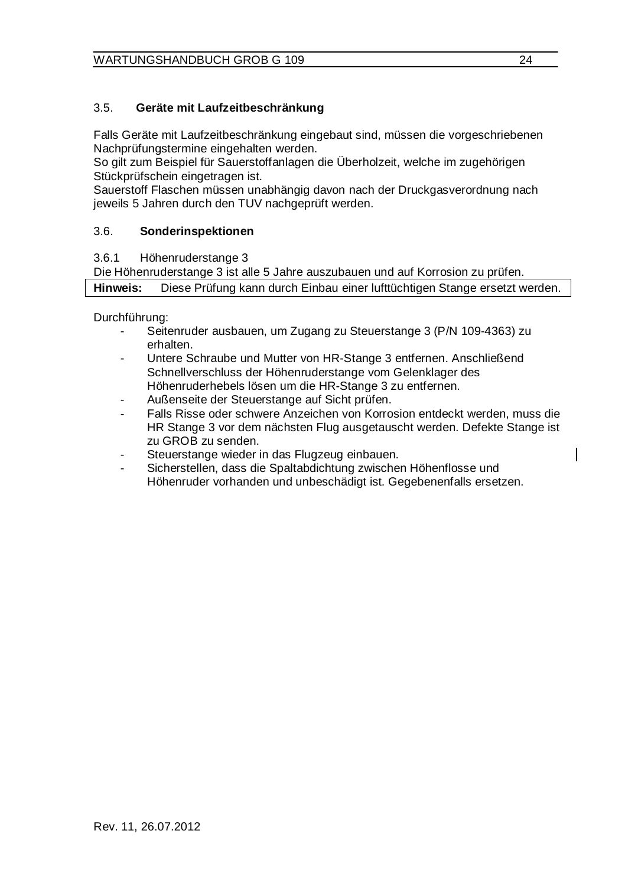## 3.5. Geräte mit Laufzeitbeschränkung

Falls Geräte mit Laufzeitbeschränkung eingebaut sind, müssen die vorgeschriebenen Nachprüfungstermine eingehalten werden.
So gilt zum Beispiel für Sauerstoffanlagen die Überholzeit, welche im zugehörigen Stückprüfschein eingetragen ist.
Sauerstoff Flaschen müssen unabhängig davon nach der Druckgasverordnung nach jeweils 5 Jahren durch den TUV nachgeprüft werden.

## 3.6. Sonderinspektionen

### 3.6.1 Höhenruderstange 3

Die Höhenruderstange 3 ist alle 5 Jahre auszubauen und auf Korrosion zu prüfen.

**Hinweis:** Diese Prüfung kann durch Einbau einer lufttüchtigen Stange ersetzt werden.

Durchführung:

- Seitenruder ausbauen, um Zugang zu Steuerstange 3 (P/N 109-4363) zu erhalten.
- Untere Schraube und Mutter von HR-Stange 3 entfernen. Anschließend Schnellverschluss der Höhenruderstange vom Gelenklager des Höhenruderhebels lösen um die HR-Stange 3 zu entfernen.
- Außenseite der Steuerstange auf Sicht prüfen.
- Falls Risse oder schwere Anzeichen von Korrosion entdeckt werden, muss die HR Stange 3 vor dem nächsten Flug ausgetauscht werden. Defekte Stange ist zu GROB zu senden.
- Steuerstange wieder in das Flugzeug einbauen.
- Sicherstellen, dass die Spaltabdichtung zwischen Höhenflosse und Höhenruder vorhanden und unbeschädigt ist. Gegebenenfalls ersetzen.

Rev. 11, 26.07.2012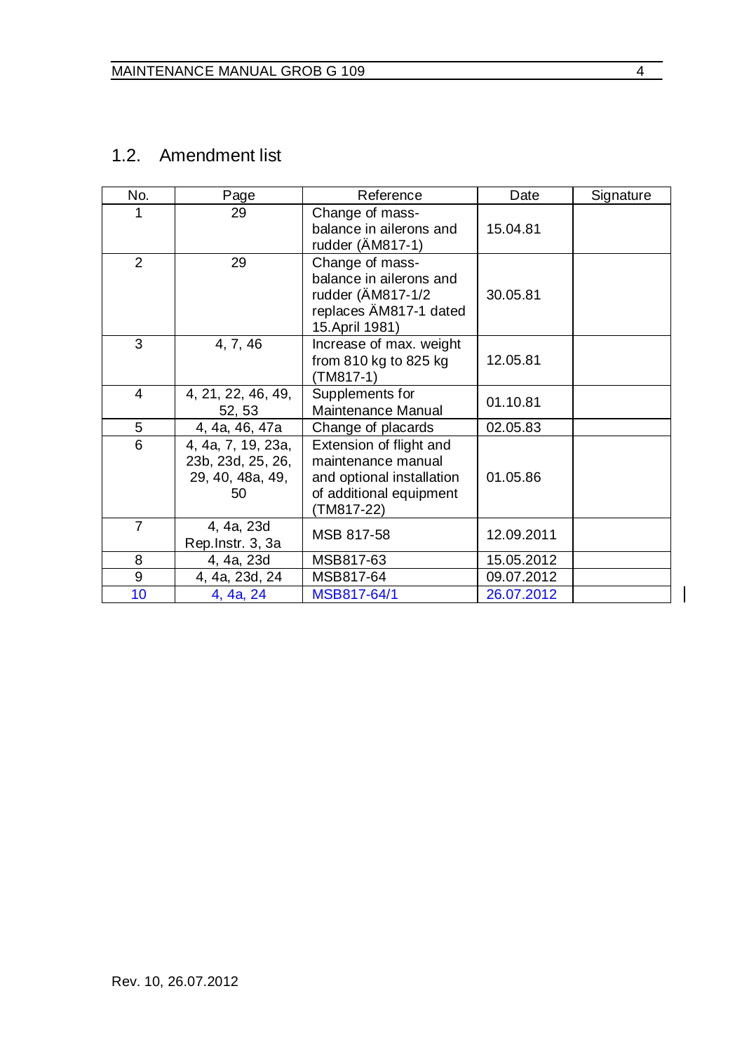## 1.2. Amendment list

| No. | Page | Reference | Date | Signature |
|---|---|---|---|---|
| 1 | 29 | Change of mass-balance in ailerons and rudder (ÄM817-1) | 15.04.81 | |
| 2 | 29 | Change of mass-balance in ailerons and rudder (ÄM817-1/2 replaces ÄM817-1 dated 15.April 1981) | 30.05.81 | |
| 3 | 4, 7, 46 | Increase of max. weight from 810 kg to 825 kg (TM817-1) | 12.05.81 | |
| 4 | 4, 21, 22, 46, 49, 52, 53 | Supplements for Maintenance Manual | 01.10.81 | |
| 5 | 4, 4a, 46, 47a | Change of placards | 02.05.83 | |
| 6 | 4, 4a, 7, 19, 23a, 23b, 23d, 25, 26, 29, 40, 48a, 49, 50 | Extension of flight and maintenance manual and optional installation of additional equipment (TM817-22) | 01.05.86 | |
| 7 | 4, 4a, 23d Rep.Instr. 3, 3a | MSB 817-58 | 12.09.2011 | |
| 8 | 4, 4a, 23d | MSB817-63 | 15.05.2012 | |
| 9 | 4, 4a, 23d, 24 | MSB817-64 | 09.07.2012 | |
| 10 | 4, 4a, 24 | MSB817-64/1 | 26.07.2012 | |

Rev. 10, 26.07.2012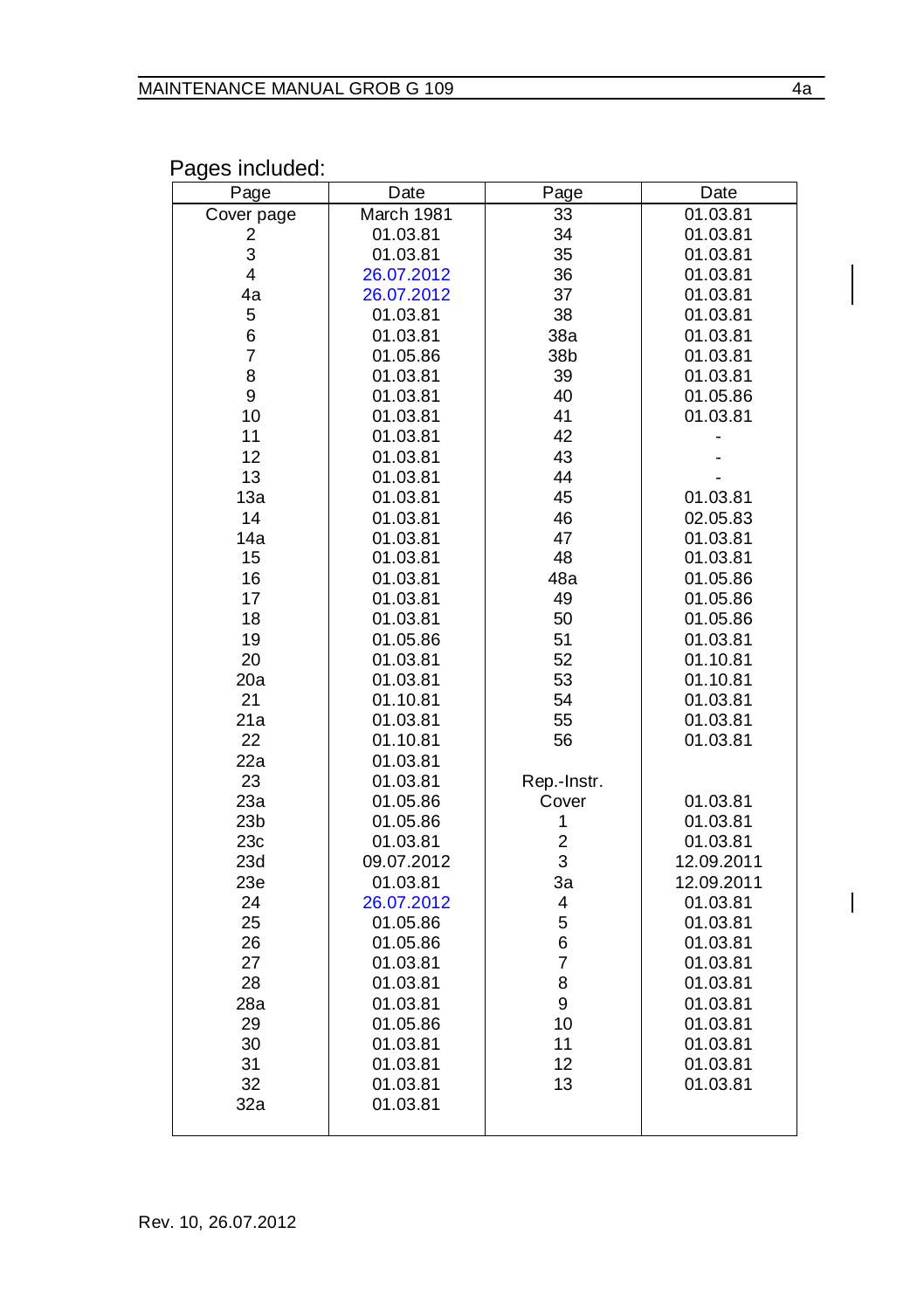Pages included:

| Page | Date | Page | Date |
|---|---|---|---|
| Cover page | March 1981 | 33 | 01.03.81 |
| 2 | 01.03.81 | 34 | 01.03.81 |
| 3 | 01.03.81 | 35 | 01.03.81 |
| 4 | 26.07.2012 | 36 | 01.03.81 |
| 4a | 26.07.2012 | 37 | 01.03.81 |
| 5 | 01.03.81 | 38 | 01.03.81 |
| 6 | 01.03.81 | 38a | 01.03.81 |
| 7 | 01.05.86 | 38b | 01.03.81 |
| 8 | 01.03.81 | 39 | 01.03.81 |
| 9 | 01.03.81 | 40 | 01.05.86 |
| 10 | 01.03.81 | 41 | 01.03.81 |
| 11 | 01.03.81 | 42 | - |
| 12 | 01.03.81 | 43 | - |
| 13 | 01.03.81 | 44 | - |
| 13a | 01.03.81 | 45 | 01.03.81 |
| 14 | 01.03.81 | 46 | 02.05.83 |
| 14a | 01.03.81 | 47 | 01.03.81 |
| 15 | 01.03.81 | 48 | 01.03.81 |
| 16 | 01.03.81 | 48a | 01.05.86 |
| 17 | 01.03.81 | 49 | 01.05.86 |
| 18 | 01.03.81 | 50 | 01.05.86 |
| 19 | 01.05.86 | 51 | 01.03.81 |
| 20 | 01.03.81 | 52 | 01.10.81 |
| 20a | 01.03.81 | 53 | 01.10.81 |
| 21 | 01.10.81 | 54 | 01.03.81 |
| 21a | 01.03.81 | 55 | 01.03.81 |
| 22 | 01.10.81 | 56 | 01.03.81 |
| 22a | 01.03.81 | | |
| 23 | 01.03.81 | Rep.-Instr. | |
| 23a | 01.05.86 | Cover | 01.03.81 |
| 23b | 01.05.86 | 1 | 01.03.81 |
| 23c | 01.03.81 | 2 | 01.03.81 |
| 23d | 09.07.2012 | 3 | 12.09.2011 |
| 23e | 01.03.81 | 3a | 12.09.2011 |
| 24 | 26.07.2012 | 4 | 01.03.81 |
| 25 | 01.05.86 | 5 | 01.03.81 |
| 26 | 01.05.86 | 6 | 01.03.81 |
| 27 | 01.03.81 | 7 | 01.03.81 |
| 28 | 01.03.81 | 8 | 01.03.81 |
| 28a | 01.03.81 | 9 | 01.03.81 |
| 29 | 01.05.86 | 10 | 01.03.81 |
| 30 | 01.03.81 | 11 | 01.03.81 |
| 31 | 01.03.81 | 12 | 01.03.81 |
| 32 | 01.03.81 | 13 | 01.03.81 |
| 32a | 01.03.81 | | |

Rev. 10, 26.07.2012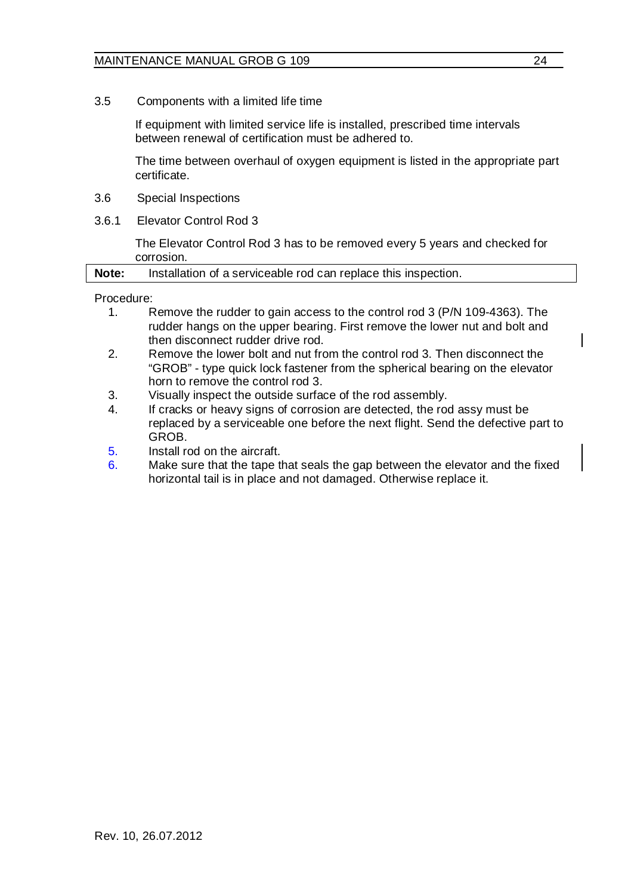## 3.5 Components with a limited life time

If equipment with limited service life is installed, prescribed time intervals between renewal of certification must be adhered to.

The time between overhaul of oxygen equipment is listed in the appropriate part certificate.

## 3.6 Special Inspections

### 3.6.1 Elevator Control Rod 3

The Elevator Control Rod 3 has to be removed every 5 years and checked for corrosion.

**Note:** Installation of a serviceable rod can replace this inspection.

Procedure:

1. Remove the rudder to gain access to the control rod 3 (P/N 109-4363). The rudder hangs on the upper bearing. First remove the lower nut and bolt and then disconnect rudder drive rod.
2. Remove the lower bolt and nut from the control rod 3. Then disconnect the "GROB" - type quick lock fastener from the spherical bearing on the elevator horn to remove the control rod 3.
3. Visually inspect the outside surface of the rod assembly.
4. If cracks or heavy signs of corrosion are detected, the rod assy must be replaced by a serviceable one before the next flight. Send the defective part to GROB.
5. Install rod on the aircraft.
6. Make sure that the tape that seals the gap between the elevator and the fixed horizontal tail is in place and not damaged. Otherwise replace it.

Rev. 10, 26.07.2012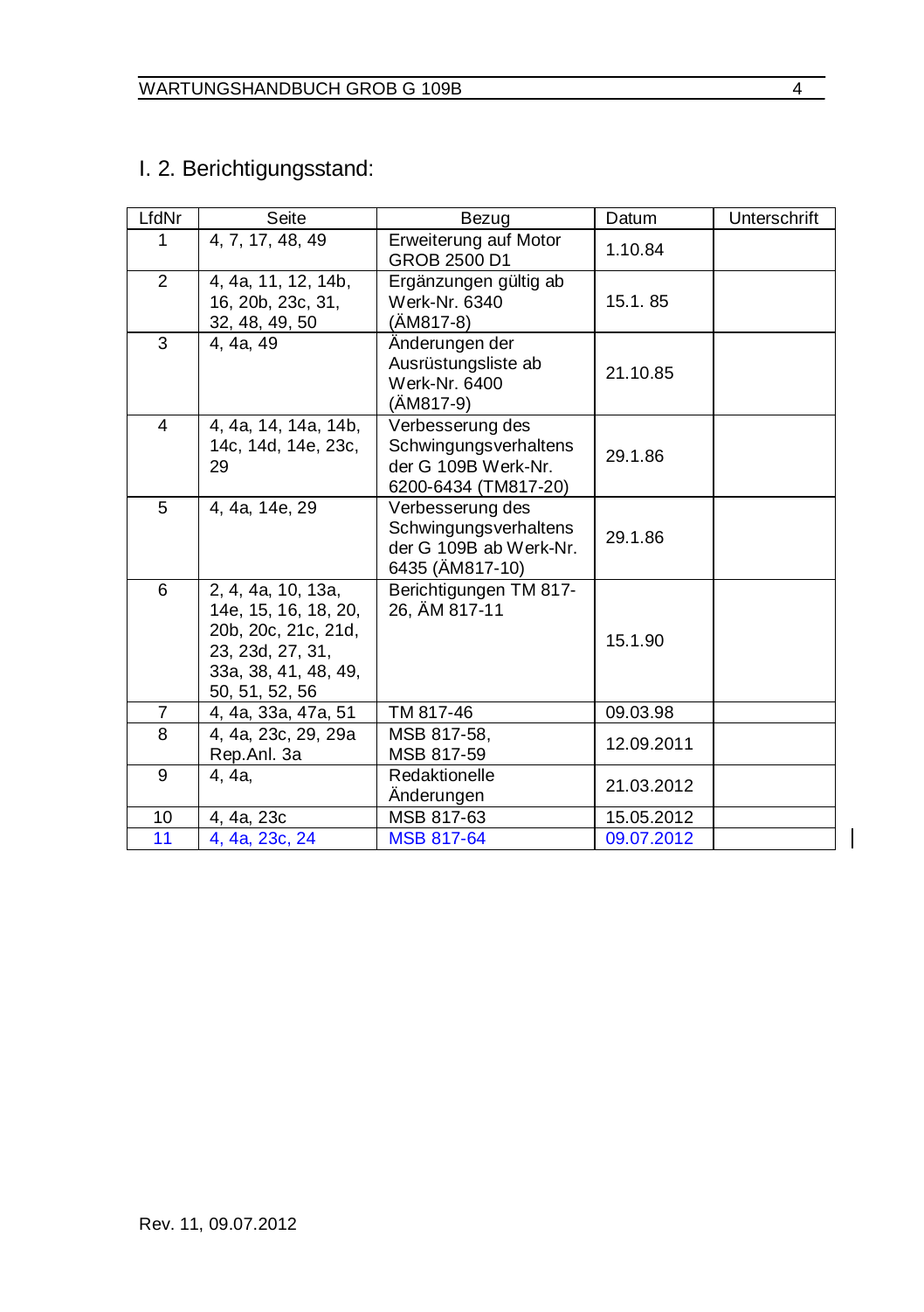## I. 2. Berichtigungsstand:

| LfdNr | Seite | Bezug | Datum | Unterschrift |
|---|---|---|---|---|
| 1 | 4, 7, 17, 48, 49 | Erweiterung auf Motor GROB 2500 D1 | 1.10.84 | |
| 2 | 4, 4a, 11, 12, 14b, 16, 20b, 23c, 31, 32, 48, 49, 50 | Ergänzungen gültig ab Werk-Nr. 6340 (ÄM817-8) | 15.1. 85 | |
| 3 | 4, 4a, 49 | Änderungen der Ausrüstungsliste ab Werk-Nr. 6400 (ÄM817-9) | 21.10.85 | |
| 4 | 4, 4a, 14, 14a, 14b, 14c, 14d, 14e, 23c, 29 | Verbesserung des Schwingungsverhaltens der G 109B Werk-Nr. 6200-6434 (TM817-20) | 29.1.86 | |
| 5 | 4, 4a, 14e, 29 | Verbesserung des Schwingungsverhaltens der G 109B ab Werk-Nr. 6435 (ÄM817-10) | 29.1.86 | |
| 6 | 2, 4, 4a, 10, 13a, 14e, 15, 16, 18, 20, 20b, 20c, 21c, 21d, 23, 23d, 27, 31, 33a, 38, 41, 48, 49, 50, 51, 52, 56 | Berichtigungen TM 817-26, ÄM 817-11 | 15.1.90 | |
| 7 | 4, 4a, 33a, 47a, 51 | TM 817-46 | 09.03.98 | |
| 8 | 4, 4a, 23c, 29, 29a Rep.Anl. 3a | MSB 817-58, MSB 817-59 | 12.09.2011 | |
| 9 | 4, 4a, | Redaktionelle Änderungen | 21.03.2012 | |
| 10 | 4, 4a, 23c | MSB 817-63 | 15.05.2012 | |
| 11 | 4, 4a, 23c, 24 | MSB 817-64 | 09.07.2012 | |

Rev. 11, 09.07.2012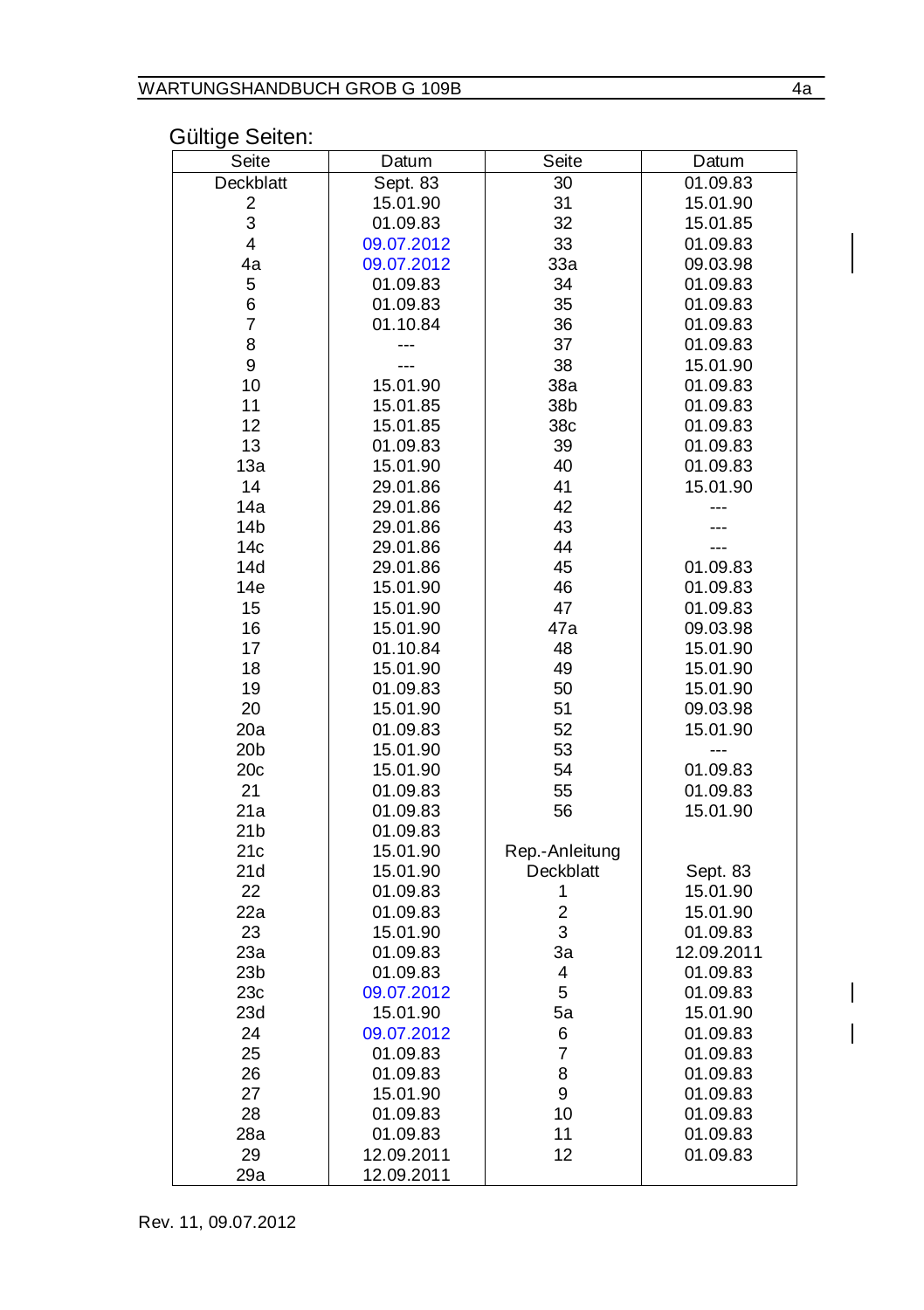## Gültige Seiten:

| Seite | Datum | Seite | Datum |
|---|---|---|---|
| Deckblatt | Sept. 83 | 30 | 01.09.83 |
| 2 | 15.01.90 | 31 | 15.01.90 |
| 3 | 01.09.83 | 32 | 15.01.85 |
| 4 | 09.07.2012 | 33 | 01.09.83 |
| 4a | 09.07.2012 | 33a | 09.03.98 |
| 5 | 01.09.83 | 34 | 01.09.83 |
| 6 | 01.09.83 | 35 | 01.09.83 |
| 7 | 01.10.84 | 36 | 01.09.83 |
| 8 | --- | 37 | 01.09.83 |
| 9 | --- | 38 | 15.01.90 |
| 10 | 15.01.90 | 38a | 01.09.83 |
| 11 | 15.01.85 | 38b | 01.09.83 |
| 12 | 15.01.85 | 38c | 01.09.83 |
| 13 | 01.09.83 | 39 | 01.09.83 |
| 13a | 15.01.90 | 40 | 01.09.83 |
| 14 | 29.01.86 | 41 | 15.01.90 |
| 14a | 29.01.86 | 42 | --- |
| 14b | 29.01.86 | 43 | --- |
| 14c | 29.01.86 | 44 | --- |
| 14d | 29.01.86 | 45 | 01.09.83 |
| 14e | 15.01.90 | 46 | 01.09.83 |
| 15 | 15.01.90 | 47 | 01.09.83 |
| 16 | 15.01.90 | 47a | 09.03.98 |
| 17 | 01.10.84 | 48 | 15.01.90 |
| 18 | 15.01.90 | 49 | 15.01.90 |
| 19 | 01.09.83 | 50 | 15.01.90 |
| 20 | 15.01.90 | 51 | 09.03.98 |
| 20a | 01.09.83 | 52 | 15.01.90 |
| 20b | 15.01.90 | 53 | --- |
| 20c | 15.01.90 | 54 | 01.09.83 |
| 21 | 01.09.83 | 55 | 01.09.83 |
| 21a | 01.09.83 | 56 | 15.01.90 |
| 21b | 01.09.83 | | |
| 21c | 15.01.90 | Rep.-Anleitung | |
| 21d | 15.01.90 | Deckblatt | Sept. 83 |
| 22 | 01.09.83 | 1 | 15.01.90 |
| 22a | 01.09.83 | 2 | 15.01.90 |
| 23 | 15.01.90 | 3 | 01.09.83 |
| 23a | 01.09.83 | 3a | 12.09.2011 |
| 23b | 01.09.83 | 4 | 01.09.83 |
| 23c | 09.07.2012 | 5 | 01.09.83 |
| 23d | 15.01.90 | 5a | 15.01.90 |
| 24 | 09.07.2012 | 6 | 01.09.83 |
| 25 | 01.09.83 | 7 | 01.09.83 |
| 26 | 01.09.83 | 8 | 01.09.83 |
| 27 | 15.01.90 | 9 | 01.09.83 |
| 28 | 01.09.83 | 10 | 01.09.83 |
| 28a | 01.09.83 | 11 | 01.09.83 |
| 29 | 12.09.2011 | 12 | 01.09.83 |
| 29a | 12.09.2011 | | |

Rev. 11, 09.07.2012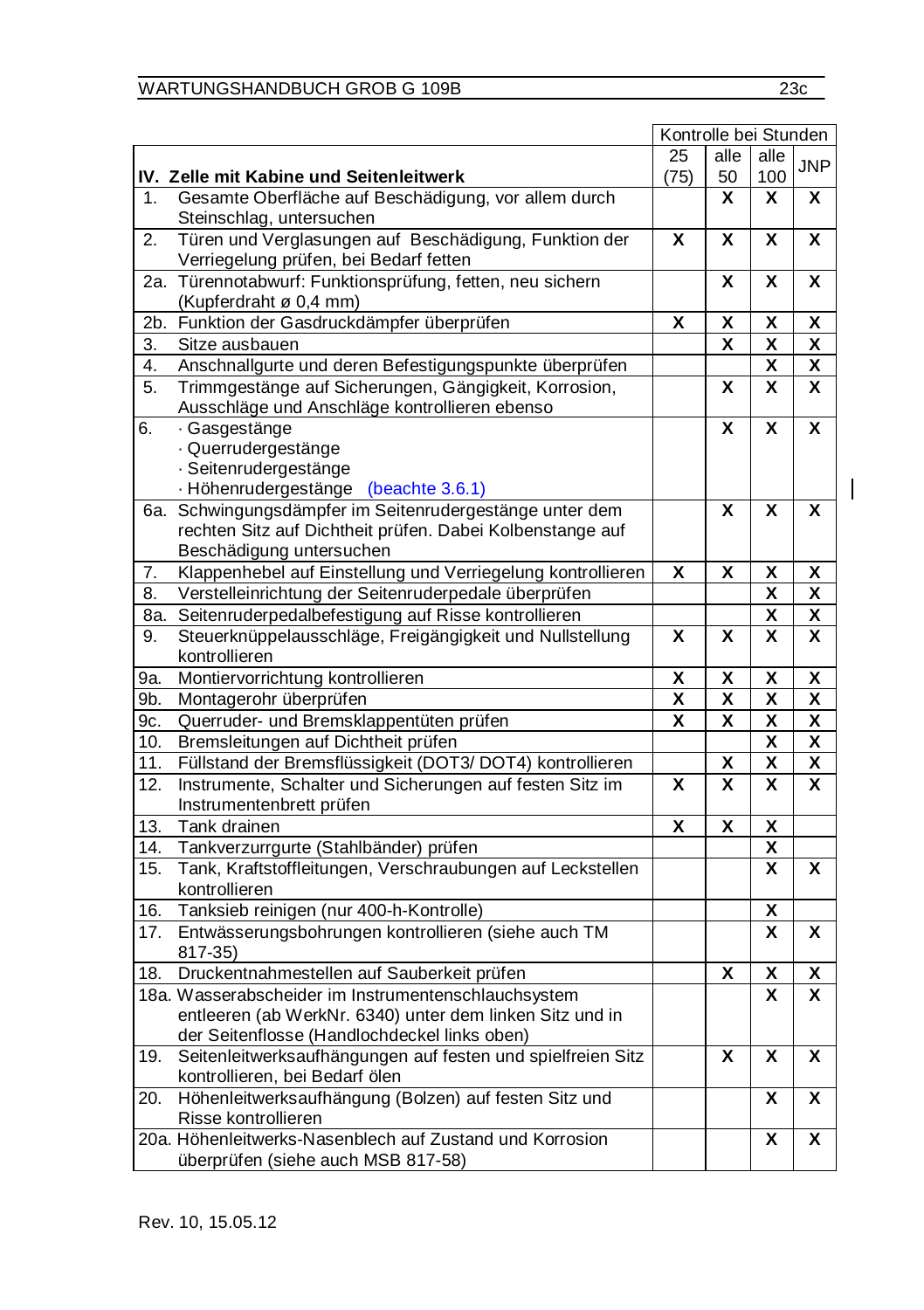| IV. Zelle mit Kabine und Seitenleitwerk | Kontrolle bei Stunden | | | |
|---|---|---|---|---|
| | 25 (75) | alle 50 | alle 100 | JNP |
| 1. Gesamte Oberfläche auf Beschädigung, vor allem durch Steinschlag, untersuchen | | X | X | X |
| 2. Türen und Verglasungen auf Beschädigung, Funktion der Verriegelung prüfen, bei Bedarf fetten | X | X | X | X |
| 2a. Türennotabwurf: Funktionsprüfung, fetten, neu sichern (Kupferdraht ø 0,4 mm) | | X | X | X |
| 2b. Funktion der Gasdruckdämpfer überprüfen | X | X | X | X |
| 3. Sitze ausbauen | | X | X | X |
| 4. Anschnallgurte und deren Befestigungspunkte überprüfen | | | X | X |
| 5. Trimmgestänge auf Sicherungen, Gängigkeit, Korrosion, Ausschläge und Anschläge kontrollieren ebenso | | X | X | X |
| 6. · Gasgestänge<br>· Querrudergestänge<br>· Seitenrudergestänge<br>· Höhenrudergestänge (beachte 3.6.1) | | X | X | X |
| 6a. Schwingungsdämpfer im Seitenrudergestänge unter dem rechten Sitz auf Dichtheit prüfen. Dabei Kolbenstange auf Beschädigung untersuchen | | X | X | X |
| 7. Klappenhebel auf Einstellung und Verriegelung kontrollieren | X | X | X | X |
| 8. Verstelleinrichtung der Seitenruderpedale überprüfen | | | X | X |
| 8a. Seitenruderpedalbefestigung auf Risse kontrollieren | | | X | X |
| 9. Steuerknüppelausschläge, Freigängigkeit und Nullstellung kontrollieren | X | X | X | X |
| 9a. Montiervorrichtung kontrollieren | X | X | X | X |
| 9b. Montagerohr überprüfen | X | X | X | X |
| 9c. Querruder- und Bremsklappentüten prüfen | X | X | X | X |
| 10. Bremsleitungen auf Dichtheit prüfen | | | X | X |
| 11. Füllstand der Bremsflüssigkeit (DOT3/ DOT4) kontrollieren | | X | X | X |
| 12. Instrumente, Schalter und Sicherungen auf festen Sitz im Instrumentenbrett prüfen | X | X | X | X |
| 13. Tank drainen | X | X | X | |
| 14. Tankverzurrgurte (Stahlbänder) prüfen | | | X | |
| 15. Tank, Kraftstoffleitungen, Verschraubungen auf Leckstellen kontrollieren | | | X | X |
| 16. Tanksieb reinigen (nur 400-h-Kontrolle) | | | X | |
| 17. Entwässerungsbohrungen kontrollieren (siehe auch TM 817-35) | | | X | X |
| 18. Druckentnahmestellen auf Sauberkeit prüfen | | X | X | X |
| 18a. Wasserabscheider im Instrumentenschlauchsystem entleeren (ab WerkNr. 6340) unter dem linken Sitz und in der Seitenflosse (Handlochdeckel links oben) | | | X | X |
| 19. Seitenleitwerksaufhängungen auf festen und spielfreien Sitz kontrollieren, bei Bedarf ölen | | X | X | X |
| 20. Höhenleitwerksaufhängung (Bolzen) auf festen Sitz und Risse kontrollieren | | | X | X |
| 20a. Höhenleitwerks-Nasenblech auf Zustand und Korrosion überprüfen (siehe auch MSB 817-58) | | | X | X |

Rev. 10, 15.05.12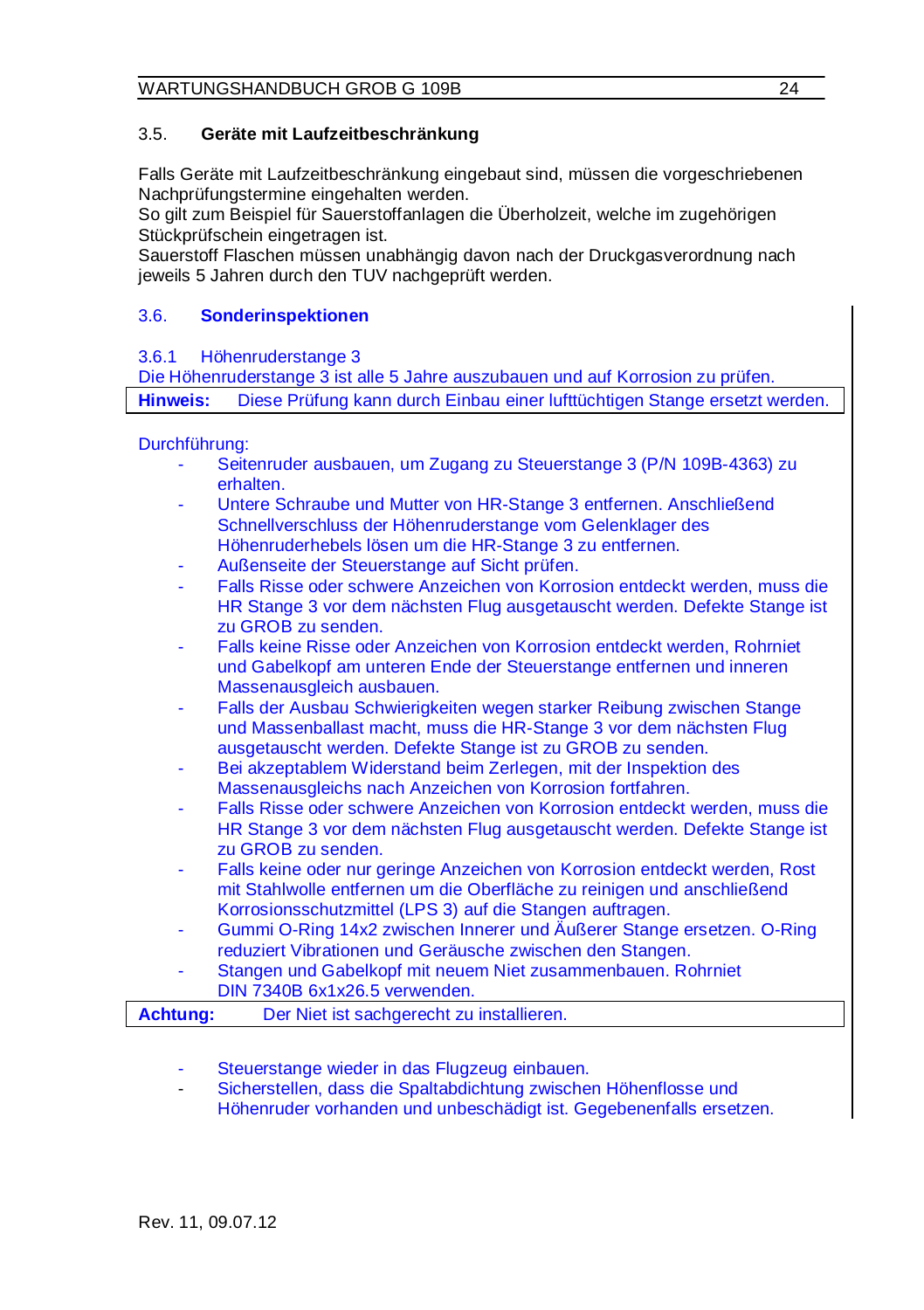## 3.5. Geräte mit Laufzeitbeschränkung

Falls Geräte mit Laufzeitbeschränkung eingebaut sind, müssen die vorgeschriebenen Nachprüfungstermine eingehalten werden.
So gilt zum Beispiel für Sauerstoffanlagen die Überholzeit, welche im zugehörigen Stückprüfschein eingetragen ist.
Sauerstoff Flaschen müssen unabhängig davon nach der Druckgasverordnung nach jeweils 5 Jahren durch den TUV nachgeprüft werden.

## 3.6. Sonderinspektionen

### 3.6.1 Höhenruderstange 3

Die Höhenruderstange 3 ist alle 5 Jahre auszubauen und auf Korrosion zu prüfen.

| **Hinweis:** | Diese Prüfung kann durch Einbau einer lufttüchtigen Stange ersetzt werden. |
|---|---|

Durchführung:

- Seitenruder ausbauen, um Zugang zu Steuerstange 3 (P/N 109B-4363) zu erhalten.
- Untere Schraube und Mutter von HR-Stange 3 entfernen. Anschließend Schnellverschluss der Höhenruderstange vom Gelenklager des Höhenruderhebels lösen um die HR-Stange 3 zu entfernen.
- Außenseite der Steuerstange auf Sicht prüfen.
- Falls Risse oder schwere Anzeichen von Korrosion entdeckt werden, muss die HR Stange 3 vor dem nächsten Flug ausgetauscht werden. Defekte Stange ist zu GROB zu senden.
- Falls keine Risse oder Anzeichen von Korrosion entdeckt werden, Rohrniet und Gabelkopf am unteren Ende der Steuerstange entfernen und inneren Massenausgleich ausbauen.
- Falls der Ausbau Schwierigkeiten wegen starker Reibung zwischen Stange und Massenballast macht, muss die HR-Stange 3 vor dem nächsten Flug ausgetauscht werden. Defekte Stange ist zu GROB zu senden.
- Bei akzeptablem Widerstand beim Zerlegen, mit der Inspektion des Massenausgleichs nach Anzeichen von Korrosion fortfahren.
- Falls Risse oder schwere Anzeichen von Korrosion entdeckt werden, muss die HR Stange 3 vor dem nächsten Flug ausgetauscht werden. Defekte Stange ist zu GROB zu senden.
- Falls keine oder nur geringe Anzeichen von Korrosion entdeckt werden, Rost mit Stahlwolle entfernen um die Oberfläche zu reinigen und anschließend Korrosionsschutzmittel (LPS 3) auf die Stangen auftragen.
- Gummi O-Ring 14x2 zwischen Innerer und Äußerer Stange ersetzen. O-Ring reduziert Vibrationen und Geräusche zwischen den Stangen.
- Stangen und Gabelkopf mit neuem Niet zusammenbauen. Rohrniet DIN 7340B 6x1x26.5 verwenden.

| **Achtung:** | Der Niet ist sachgerecht zu installieren. |
|---|---|

- Steuerstange wieder in das Flugzeug einbauen.
- Sicherstellen, dass die Spaltabdichtung zwischen Höhenflosse und Höhenruder vorhanden und unbeschädigt ist. Gegebenenfalls ersetzen.

Rev. 11, 09.07.12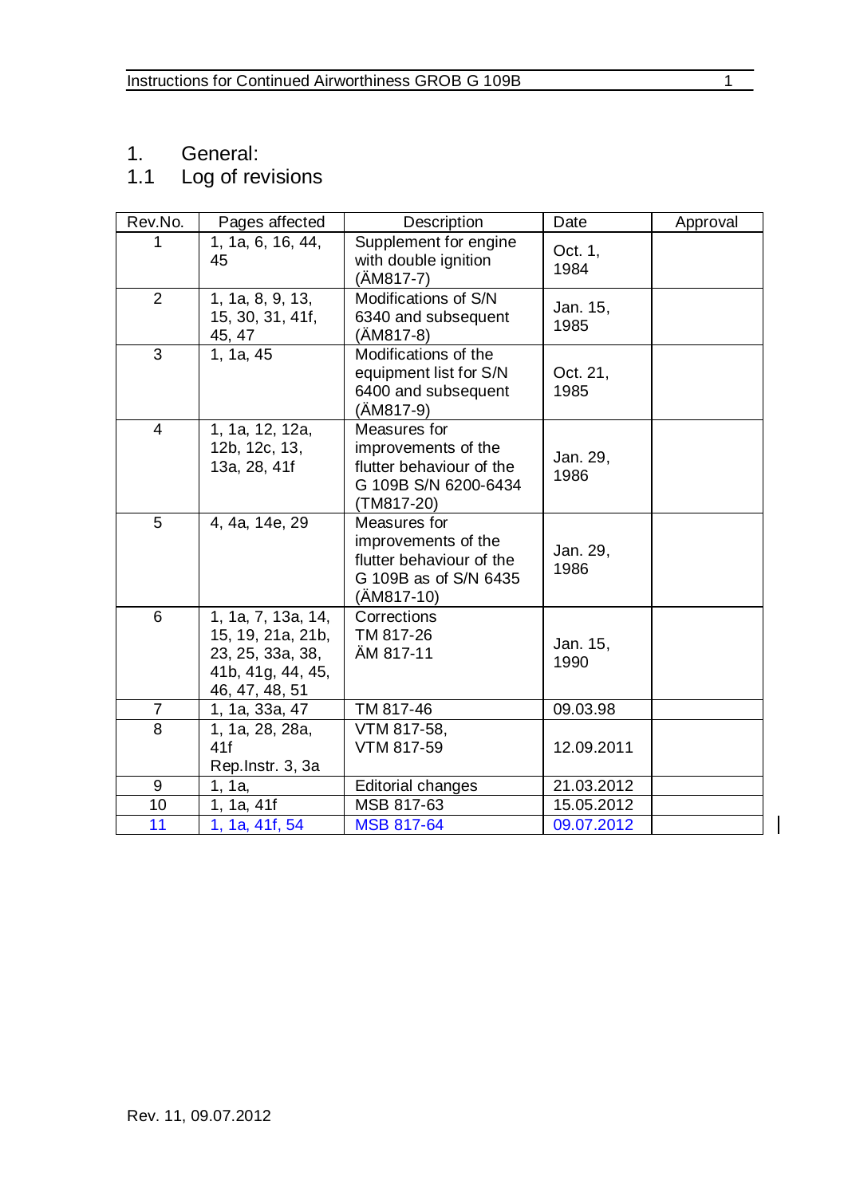# 1. General:

## 1.1 Log of revisions

| Rev.No. | Pages affected | Description | Date | Approval |
|---|---|---|---|---|
| 1 | 1, 1a, 6, 16, 44, 45 | Supplement for engine with double ignition (ÄM817-7) | Oct. 1, 1984 | |
| 2 | 1, 1a, 8, 9, 13, 15, 30, 31, 41f, 45, 47 | Modifications of S/N 6340 and subsequent (ÄM817-8) | Jan. 15, 1985 | |
| 3 | 1, 1a, 45 | Modifications of the equipment list for S/N 6400 and subsequent (ÄM817-9) | Oct. 21, 1985 | |
| 4 | 1, 1a, 12, 12a, 12b, 12c, 13, 13a, 28, 41f | Measures for improvements of the flutter behaviour of the G 109B S/N 6200-6434 (TM817-20) | Jan. 29, 1986 | |
| 5 | 4, 4a, 14e, 29 | Measures for improvements of the flutter behaviour of the G 109B as of S/N 6435 (ÄM817-10) | Jan. 29, 1986 | |
| 6 | 1, 1a, 7, 13a, 14, 15, 19, 21a, 21b, 23, 25, 33a, 38, 41b, 41g, 44, 45, 46, 47, 48, 51 | Corrections TM 817-26 ÄM 817-11 | Jan. 15, 1990 | |
| 7 | 1, 1a, 33a, 47 | TM 817-46 | 09.03.98 | |
| 8 | 1, 1a, 28, 28a, 41f Rep.Instr. 3, 3a | VTM 817-58, VTM 817-59 | 12.09.2011 | |
| 9 | 1, 1a, | Editorial changes | 21.03.2012 | |
| 10 | 1, 1a, 41f | MSB 817-63 | 15.05.2012 | |
| 11 | 1, 1a, 41f, 54 | MSB 817-64 | 09.07.2012 | |

Rev. 11, 09.07.2012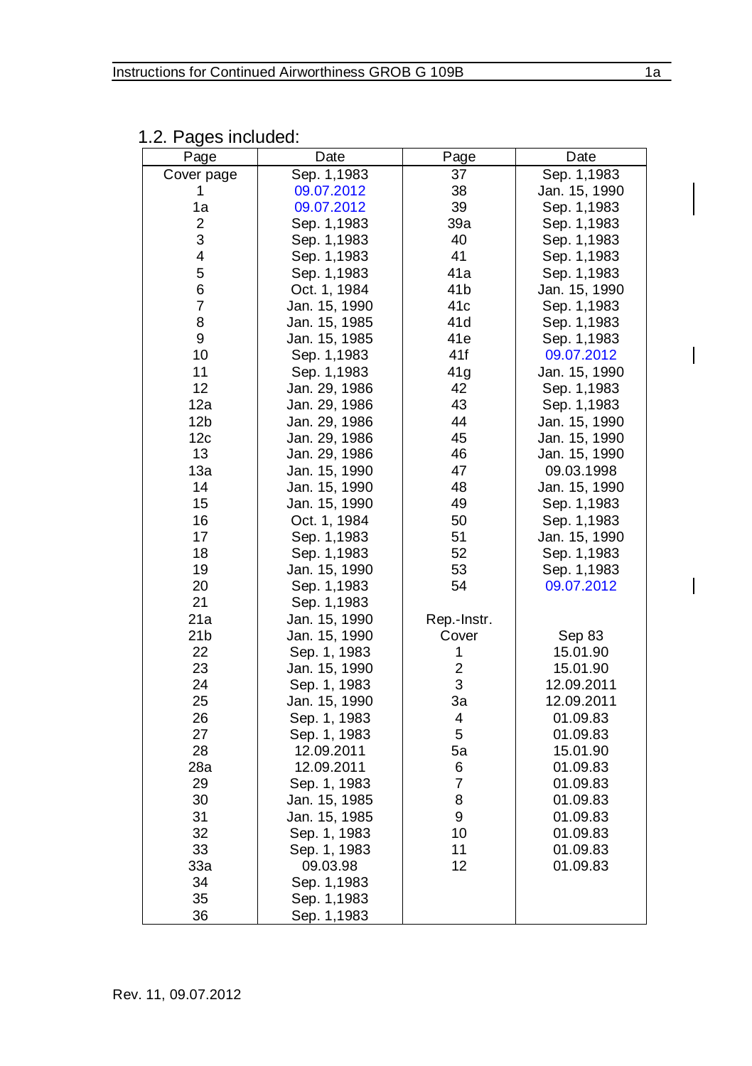## 1.2. Pages included:

| Page | Date | Page | Date |
|---|---|---|---|
| Cover page | Sep. 1,1983 | 37 | Sep. 1,1983 |
| 1 | 09.07.2012 | 38 | Jan. 15, 1990 |
| 1a | 09.07.2012 | 39 | Sep. 1,1983 |
| 2 | Sep. 1,1983 | 39a | Sep. 1,1983 |
| 3 | Sep. 1,1983 | 40 | Sep. 1,1983 |
| 4 | Sep. 1,1983 | 41 | Sep. 1,1983 |
| 5 | Sep. 1,1983 | 41a | Sep. 1,1983 |
| 6 | Oct. 1, 1984 | 41b | Jan. 15, 1990 |
| 7 | Jan. 15, 1990 | 41c | Sep. 1,1983 |
| 8 | Jan. 15, 1985 | 41d | Sep. 1,1983 |
| 9 | Jan. 15, 1985 | 41e | Sep. 1,1983 |
| 10 | Sep. 1,1983 | 41f | 09.07.2012 |
| 11 | Sep. 1,1983 | 41g | Jan. 15, 1990 |
| 12 | Jan. 29, 1986 | 42 | Sep. 1,1983 |
| 12a | Jan. 29, 1986 | 43 | Sep. 1,1983 |
| 12b | Jan. 29, 1986 | 44 | Jan. 15, 1990 |
| 12c | Jan. 29, 1986 | 45 | Jan. 15, 1990 |
| 13 | Jan. 29, 1986 | 46 | Jan. 15, 1990 |
| 13a | Jan. 15, 1990 | 47 | 09.03.1998 |
| 14 | Jan. 15, 1990 | 48 | Jan. 15, 1990 |
| 15 | Jan. 15, 1990 | 49 | Sep. 1,1983 |
| 16 | Oct. 1, 1984 | 50 | Sep. 1,1983 |
| 17 | Sep. 1,1983 | 51 | Jan. 15, 1990 |
| 18 | Sep. 1,1983 | 52 | Sep. 1,1983 |
| 19 | Jan. 15, 1990 | 53 | Sep. 1,1983 |
| 20 | Sep. 1,1983 | 54 | 09.07.2012 |
| 21 | Sep. 1,1983 | | |
| 21a | Jan. 15, 1990 | Rep.-Instr. | |
| 21b | Jan. 15, 1990 | Cover | Sep 83 |
| 22 | Sep. 1, 1983 | 1 | 15.01.90 |
| 23 | Jan. 15, 1990 | 2 | 15.01.90 |
| 24 | Sep. 1, 1983 | 3 | 12.09.2011 |
| 25 | Jan. 15, 1990 | 3a | 12.09.2011 |
| 26 | Sep. 1, 1983 | 4 | 01.09.83 |
| 27 | Sep. 1, 1983 | 5 | 01.09.83 |
| 28 | 12.09.2011 | 5a | 15.01.90 |
| 28a | 12.09.2011 | 6 | 01.09.83 |
| 29 | Sep. 1, 1983 | 7 | 01.09.83 |
| 30 | Jan. 15, 1985 | 8 | 01.09.83 |
| 31 | Jan. 15, 1985 | 9 | 01.09.83 |
| 32 | Sep. 1, 1983 | 10 | 01.09.83 |
| 33 | Sep. 1, 1983 | 11 | 01.09.83 |
| 33a | 09.03.98 | 12 | 01.09.83 |
| 34 | Sep. 1,1983 | | |
| 35 | Sep. 1,1983 | | |
| 36 | Sep. 1,1983 | | |

Rev. 11, 09.07.2012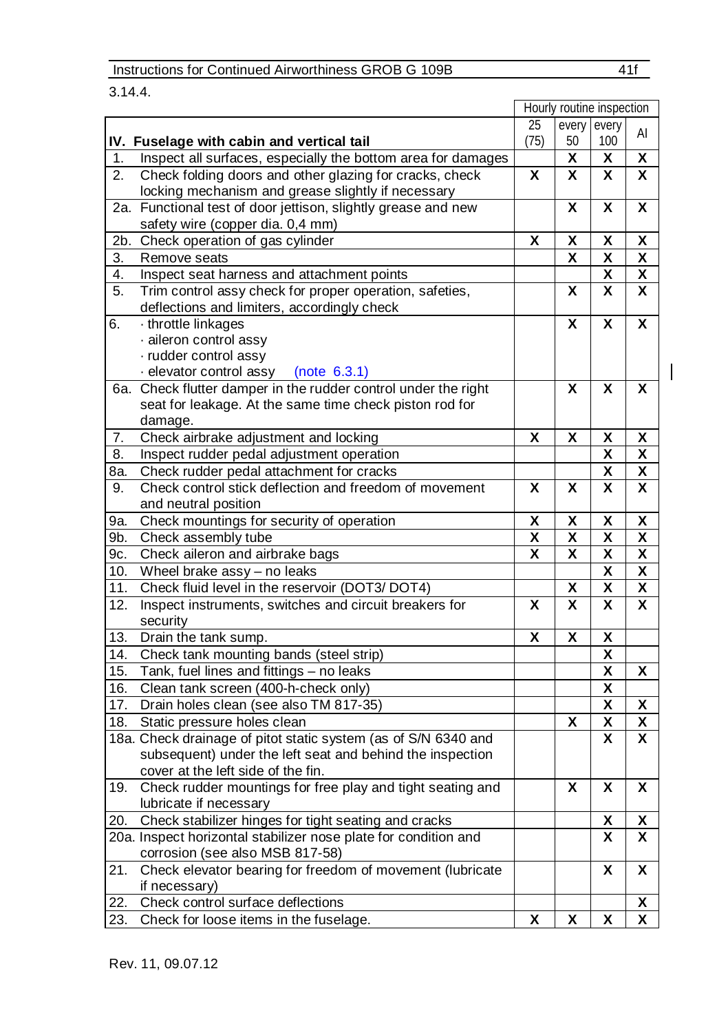3.14.4.

| IV. Fuselage with cabin and vertical tail | Hourly routine inspection | | | |
|---|---|---|---|---|
| | 25 (75) | every 50 | every 100 | AI |
| 1. Inspect all surfaces, especially the bottom area for damages | | X | X | X |
| 2. Check folding doors and other glazing for cracks, check locking mechanism and grease slightly if necessary | X | X | X | X |
| 2a. Functional test of door jettison, slightly grease and new safety wire (copper dia. 0,4 mm) | | X | X | X |
| 2b. Check operation of gas cylinder | X | X | X | X |
| 3. Remove seats | | X | X | X |
| 4. Inspect seat harness and attachment points | | | X | X |
| 5. Trim control assy check for proper operation, safeties, deflections and limiters, accordingly check | | X | X | X |
| 6. · throttle linkages<br>· aileron control assy<br>· rudder control assy<br>· elevator control assy (note 6.3.1) | | X | X | X |
| 6a. Check flutter damper in the rudder control under the right seat for leakage. At the same time check piston rod for damage. | | X | X | X |
| 7. Check airbrake adjustment and locking | X | X | X | X |
| 8. Inspect rudder pedal adjustment operation | | | X | X |
| 8a. Check rudder pedal attachment for cracks | | | X | X |
| 9. Check control stick deflection and freedom of movement and neutral position | X | X | X | X |
| 9a. Check mountings for security of operation | X | X | X | X |
| 9b. Check assembly tube | X | X | X | X |
| 9c. Check aileron and airbrake bags | X | X | X | X |
| 10. Wheel brake assy – no leaks | | | X | X |
| 11. Check fluid level in the reservoir (DOT3/ DOT4) | | X | X | X |
| 12. Inspect instruments, switches and circuit breakers for security | X | X | X | X |
| 13. Drain the tank sump. | X | X | X | |
| 14. Check tank mounting bands (steel strip) | | | X | |
| 15. Tank, fuel lines and fittings – no leaks | | | X | X |
| 16. Clean tank screen (400-h-check only) | | | X | |
| 17. Drain holes clean (see also TM 817-35) | | | X | X |
| 18. Static pressure holes clean | | X | X | X |
| 18a. Check drainage of pitot static system (as of S/N 6340 and subsequent) under the left seat and behind the inspection cover at the left side of the fin. | | | X | X |
| 19. Check rudder mountings for free play and tight seating and lubricate if necessary | | X | X | X |
| 20. Check stabilizer hinges for tight seating and cracks | | | X | X |
| 20a. Inspect horizontal stabilizer nose plate for condition and corrosion (see also MSB 817-58) | | | X | X |
| 21. Check elevator bearing for freedom of movement (lubricate if necessary) | | | X | X |
| 22. Check control surface deflections | | | | X |
| 23. Check for loose items in the fuselage. | X | X | X | X |

Rev. 11, 09.07.12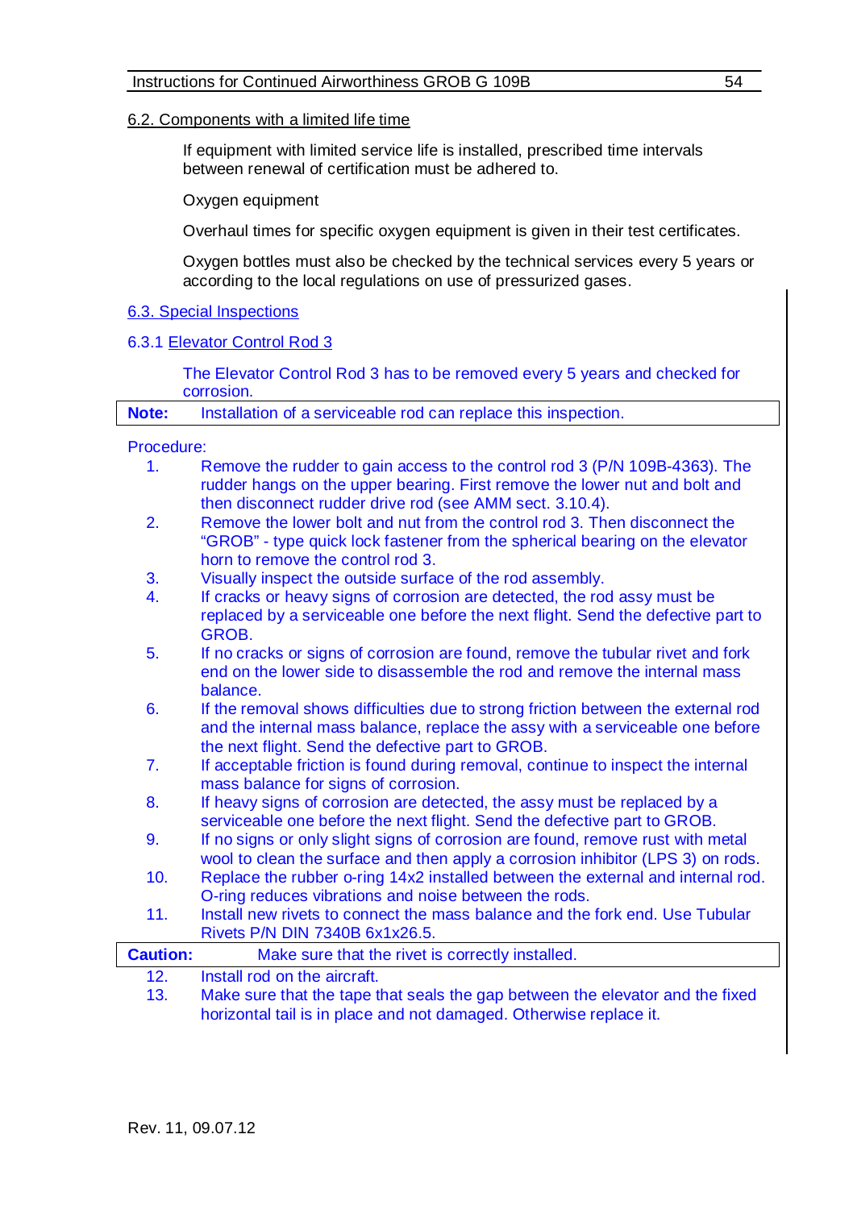## 6.2. Components with a limited life time

If equipment with limited service life is installed, prescribed time intervals between renewal of certification must be adhered to.

Oxygen equipment

Overhaul times for specific oxygen equipment is given in their test certificates.

Oxygen bottles must also be checked by the technical services every 5 years or according to the local regulations on use of pressurized gases.

## 6.3. Special Inspections

### 6.3.1 Elevator Control Rod 3

The Elevator Control Rod 3 has to be removed every 5 years and checked for corrosion.

**Note:** Installation of a serviceable rod can replace this inspection.

Procedure:

1. Remove the rudder to gain access to the control rod 3 (P/N 109B-4363). The rudder hangs on the upper bearing. First remove the lower nut and bolt and then disconnect rudder drive rod (see AMM sect. 3.10.4).
2. Remove the lower bolt and nut from the control rod 3. Then disconnect the "GROB" - type quick lock fastener from the spherical bearing on the elevator horn to remove the control rod 3.
3. Visually inspect the outside surface of the rod assembly.
4. If cracks or heavy signs of corrosion are detected, the rod assy must be replaced by a serviceable one before the next flight. Send the defective part to GROB.
5. If no cracks or signs of corrosion are found, remove the tubular rivet and fork end on the lower side to disassemble the rod and remove the internal mass balance.
6. If the removal shows difficulties due to strong friction between the external rod and the internal mass balance, replace the assy with a serviceable one before the next flight. Send the defective part to GROB.
7. If acceptable friction is found during removal, continue to inspect the internal mass balance for signs of corrosion.
8. If heavy signs of corrosion are detected, the assy must be replaced by a serviceable one before the next flight. Send the defective part to GROB.
9. If no signs or only slight signs of corrosion are found, remove rust with metal wool to clean the surface and then apply a corrosion inhibitor (LPS 3) on rods.
10. Replace the rubber o-ring 14x2 installed between the external and internal rod. O-ring reduces vibrations and noise between the rods.
11. Install new rivets to connect the mass balance and the fork end. Use Tubular Rivets P/N DIN 7340B 6x1x26.5.

**Caution:** Make sure that the rivet is correctly installed.

12. Install rod on the aircraft.
13. Make sure that the tape that seals the gap between the elevator and the fixed horizontal tail is in place and not damaged. Otherwise replace it.

Rev. 11, 09.07.12